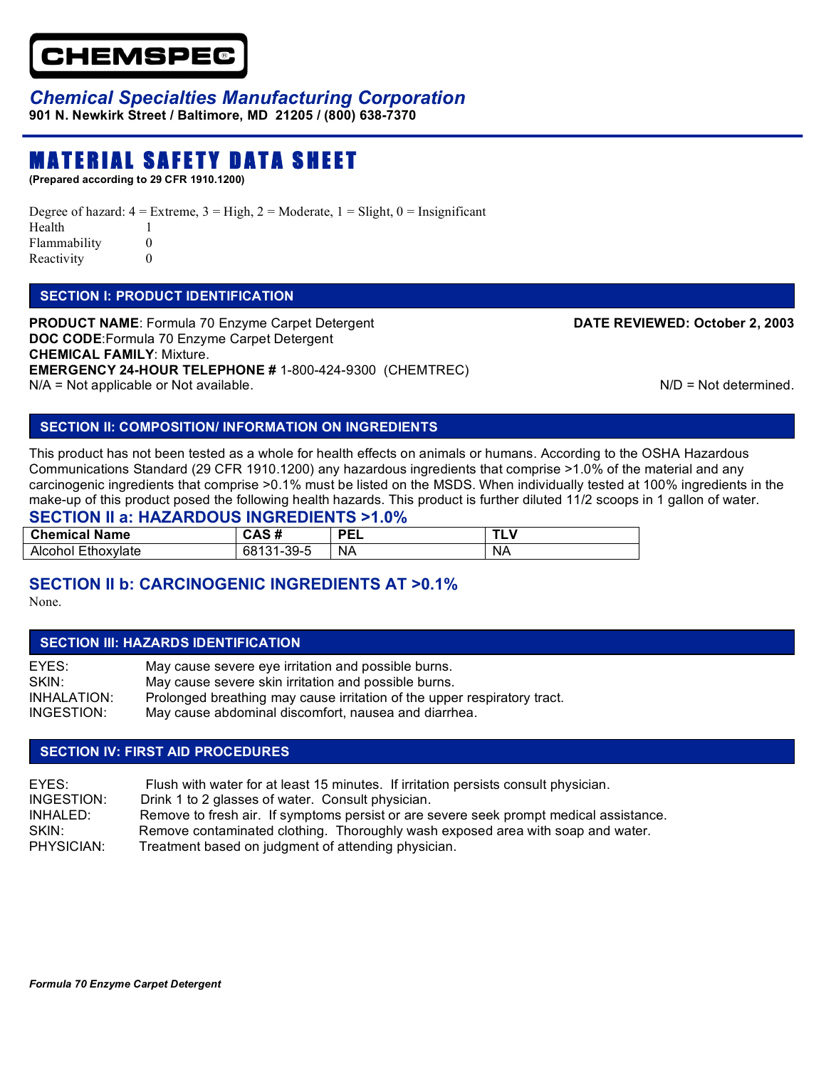**CHEMSPEC®**

*Chemical Specialties Manufacturing Corporation*
**901 N. Newkirk Street / Baltimore, MD 21205 / (800) 638-7370**

# MATERIAL SAFETY DATA SHEET

**(Prepared according to 29 CFR 1910.1200)**

Degree of hazard: 4 = Extreme, 3 = High, 2 = Moderate, 1 = Slight, 0 = Insignificant

| | |
|---|---|
| Health | 1 |
| Flammability | 0 |
| Reactivity | 0 |

## SECTION I: PRODUCT IDENTIFICATION

**PRODUCT NAME**: Formula 70 Enzyme Carpet Detergent **DATE REVIEWED: October 2, 2003**
**DOC CODE**:Formula 70 Enzyme Carpet Detergent
**CHEMICAL FAMILY**: Mixture.
**EMERGENCY 24-HOUR TELEPHONE #** 1-800-424-9300 (CHEMTREC)
N/A = Not applicable or Not available. N/D = Not determined.

## SECTION II: COMPOSITION/ INFORMATION ON INGREDIENTS

This product has not been tested as a whole for health effects on animals or humans. According to the OSHA Hazardous Communications Standard (29 CFR 1910.1200) any hazardous ingredients that comprise >1.0% of the material and any carcinogenic ingredients that comprise >0.1% must be listed on the MSDS. When individually tested at 100% ingredients in the make-up of this product posed the following health hazards. This product is further diluted 11/2 scoops in 1 gallon of water.

### SECTION II a: HAZARDOUS INGREDIENTS >1.0%

| Chemical Name | CAS # | PEL | TLV |
|---|---|---|---|
| Alcohol Ethoxylate | 68131-39-5 | NA | NA |

### SECTION II b: CARCINOGENIC INGREDIENTS AT >0.1%

None.

## SECTION III: HAZARDS IDENTIFICATION

| | |
|---|---|
| EYES: | May cause severe eye irritation and possible burns. |
| SKIN: | May cause severe skin irritation and possible burns. |
| INHALATION: | Prolonged breathing may cause irritation of the upper respiratory tract. |
| INGESTION: | May cause abdominal discomfort, nausea and diarrhea. |

## SECTION IV: FIRST AID PROCEDURES

| | |
|---|---|
| EYES: | Flush with water for at least 15 minutes. If irritation persists consult physician. |
| INGESTION: | Drink 1 to 2 glasses of water. Consult physician. |
| INHALED: | Remove to fresh air. If symptoms persist or are severe seek prompt medical assistance. |
| SKIN: | Remove contaminated clothing. Thoroughly wash exposed area with soap and water. |
| PHYSICIAN: | Treatment based on judgment of attending physician. |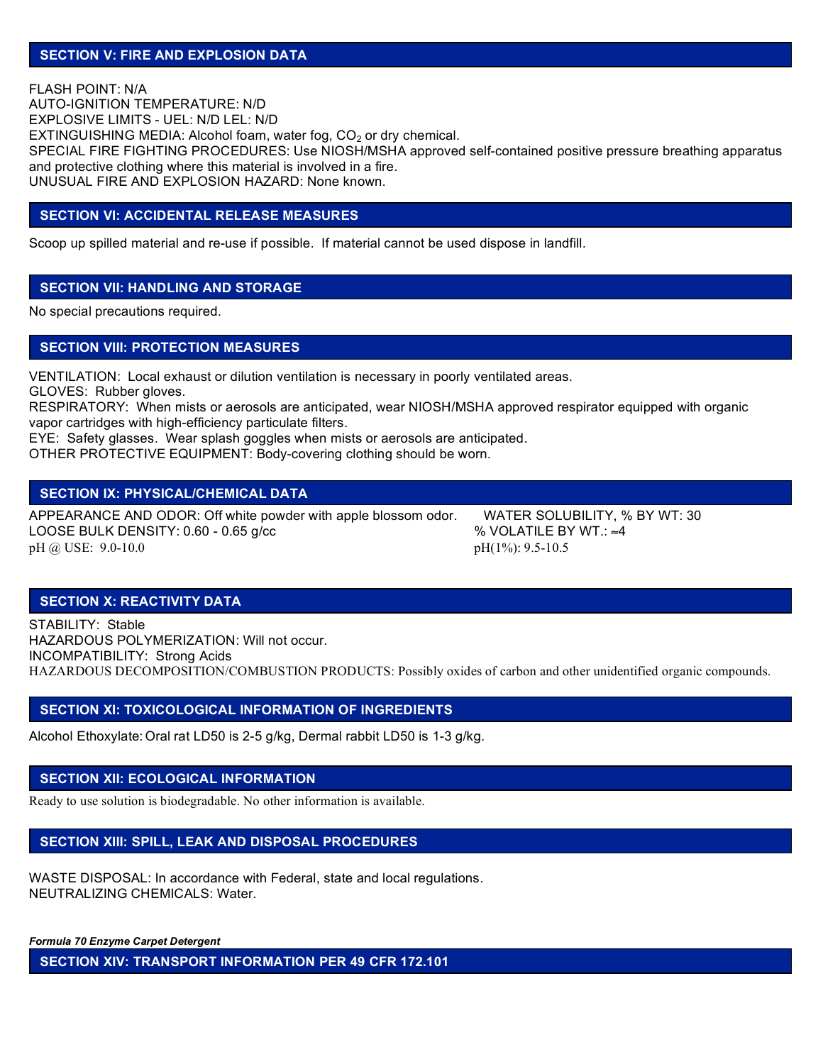## SECTION V: FIRE AND EXPLOSION DATA

FLASH POINT: N/A
AUTO-IGNITION TEMPERATURE: N/D
EXPLOSIVE LIMITS - UEL: N/D LEL: N/D
EXTINGUISHING MEDIA: Alcohol foam, water fog, $CO_2$ or dry chemical.
SPECIAL FIRE FIGHTING PROCEDURES: Use NIOSH/MSHA approved self-contained positive pressure breathing apparatus and protective clothing where this material is involved in a fire.
UNUSUAL FIRE AND EXPLOSION HAZARD: None known.

## SECTION VI: ACCIDENTAL RELEASE MEASURES

Scoop up spilled material and re-use if possible. If material cannot be used dispose in landfill.

## SECTION VII: HANDLING AND STORAGE

No special precautions required.

## SECTION VIII: PROTECTION MEASURES

VENTILATION: Local exhaust or dilution ventilation is necessary in poorly ventilated areas.
GLOVES: Rubber gloves.
RESPIRATORY: When mists or aerosols are anticipated, wear NIOSH/MSHA approved respirator equipped with organic vapor cartridges with high-efficiency particulate filters.
EYE: Safety glasses. Wear splash goggles when mists or aerosols are anticipated.
OTHER PROTECTIVE EQUIPMENT: Body-covering clothing should be worn.

## SECTION IX: PHYSICAL/CHEMICAL DATA

APPEARANCE AND ODOR: Off white powder with apple blossom odor.
LOOSE BULK DENSITY: 0.60 - 0.65 g/cc
pH @ USE: 9.0-10.0
WATER SOLUBILITY, % BY WT: 30
% VOLATILE BY WT.: ≈4
pH(1%): 9.5-10.5

## SECTION X: REACTIVITY DATA

STABILITY: Stable
HAZARDOUS POLYMERIZATION: Will not occur.
INCOMPATIBILITY: Strong Acids
HAZARDOUS DECOMPOSITION/COMBUSTION PRODUCTS: Possibly oxides of carbon and other unidentified organic compounds.

## SECTION XI: TOXICOLOGICAL INFORMATION OF INGREDIENTS

Alcohol Ethoxylate: Oral rat LD50 is 2-5 g/kg, Dermal rabbit LD50 is 1-3 g/kg.

## SECTION XII: ECOLOGICAL INFORMATION

Ready to use solution is biodegradable. No other information is available.

## SECTION XIII: SPILL, LEAK AND DISPOSAL PROCEDURES

WASTE DISPOSAL: In accordance with Federal, state and local regulations.
NEUTRALIZING CHEMICALS: Water.

***Formula 70 Enzyme Carpet Detergent***

## SECTION XIV: TRANSPORT INFORMATION PER 49 CFR 172.101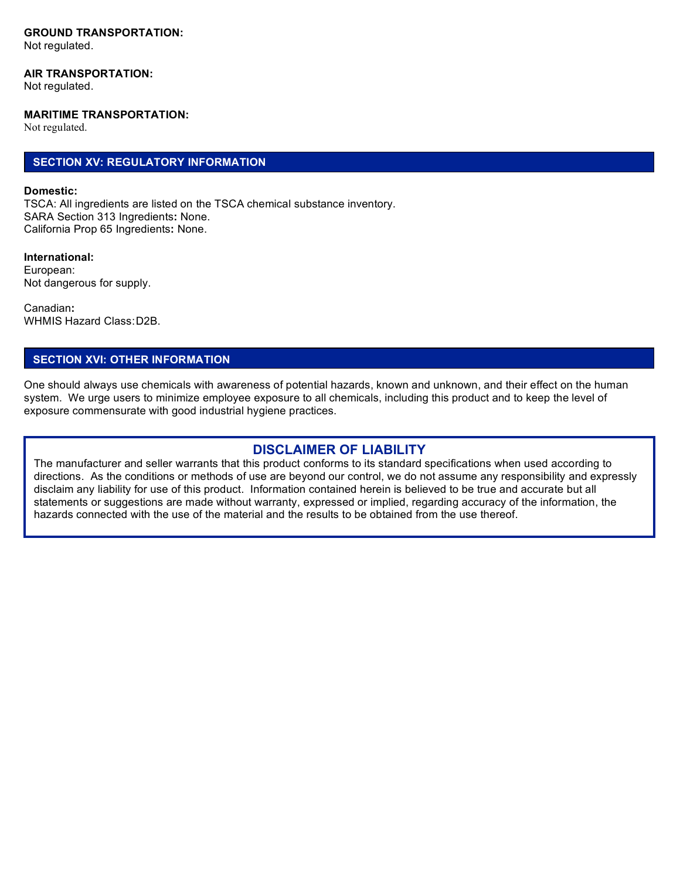**GROUND TRANSPORTATION:**
Not regulated.

**AIR TRANSPORTATION:**
Not regulated.

**MARITIME TRANSPORTATION:**
Not regulated.

## SECTION XV: REGULATORY INFORMATION

**Domestic:**
TSCA: All ingredients are listed on the TSCA chemical substance inventory.
SARA Section 313 Ingredients**:** None.
California Prop 65 Ingredients**:** None.

**International:**
European:
Not dangerous for supply.

Canadian**:**
WHMIS Hazard Class: D2B.

## SECTION XVI: OTHER INFORMATION

One should always use chemicals with awareness of potential hazards, known and unknown, and their effect on the human system. We urge users to minimize employee exposure to all chemicals, including this product and to keep the level of exposure commensurate with good industrial hygiene practices.

### DISCLAIMER OF LIABILITY

The manufacturer and seller warrants that this product conforms to its standard specifications when used according to directions. As the conditions or methods of use are beyond our control, we do not assume any responsibility and expressly disclaim any liability for use of this product. Information contained herein is believed to be true and accurate but all statements or suggestions are made without warranty, expressed or implied, regarding accuracy of the information, the hazards connected with the use of the material and the results to be obtained from the use thereof.